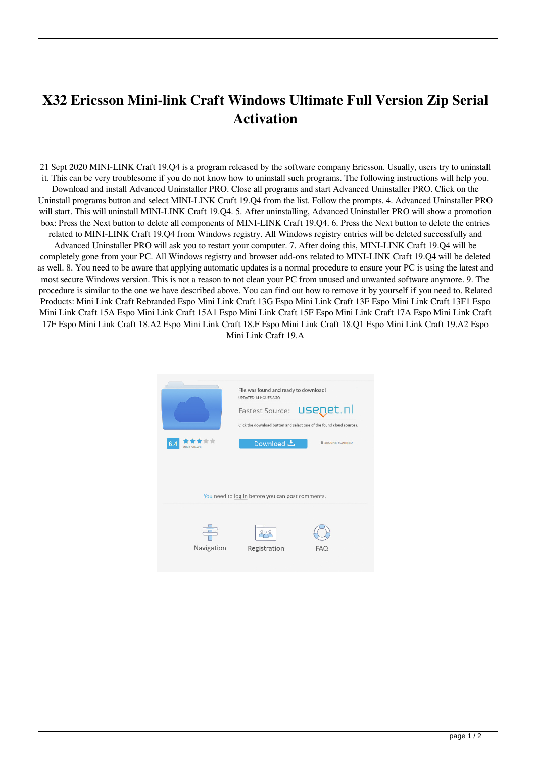# X32 Ericsson Mini-link Craft Windows Ultimate Full Version Zip Serial Activation

21 Sept 2020 MINI-LINK Craft 19.Q4 is a program released by the software company Ericsson. Usually, users try to uninstall it. This can be very troublesome if you do not know how to uninstall such programs. The following instructions will help you. Download and install Advanced Uninstaller PRO. Close all programs and start Advanced Uninstaller PRO. Click on the Uninstall programs button and select MINI-LINK Craft 19.Q4 from the list. Follow the prompts. 4. Advanced Uninstaller PRO will start. This will uninstall MINI-LINK Craft 19.Q4. 5. After uninstalling, Advanced Uninstaller PRO will show a promotion box: Press the Next button to delete all components of MINI-LINK Craft 19.Q4. 6. Press the Next button to delete the entries related to MINI-LINK Craft 19.Q4 from Windows registry. All Windows registry entries will be deleted successfully and Advanced Uninstaller PRO will ask you to restart your computer. 7. After doing this, MINI-LINK Craft 19.Q4 will be completely gone from your PC. All Windows registry and browser add-ons related to MINI-LINK Craft 19.Q4 will be deleted as well. 8. You need to be aware that applying automatic updates is a normal procedure to ensure your PC is using the latest and most secure Windows version. This is not a reason to not clean your PC from unused and unwanted software anymore. 9. The procedure is similar to the one we have described above. You can find out how to remove it by yourself if you need to. Related Products: Mini Link Craft Rebranded Espo Mini Link Craft 13G Espo Mini Link Craft 13F Espo Mini Link Craft 13F1 Espo Mini Link Craft 15A Espo Mini Link Craft 15A1 Espo Mini Link Craft 15F Espo Mini Link Craft 17A Espo Mini Link Craft 17F Espo Mini Link Craft 18.A2 Espo Mini Link Craft 18.F Espo Mini Link Craft 18.Q1 Espo Mini Link Craft 19.A2 Espo Mini Link Craft 19.A

File was found and ready to download!
UPDATED 14 HOURS AGO

Fastest Source: usenet.nl

Click the download button and select one of the found cloud sources.

6.4 ★★★★★ 2865 VIEWS

Download

SECURE SCANNED

You need to log in before you can post comments.

Navigation Registration FAQ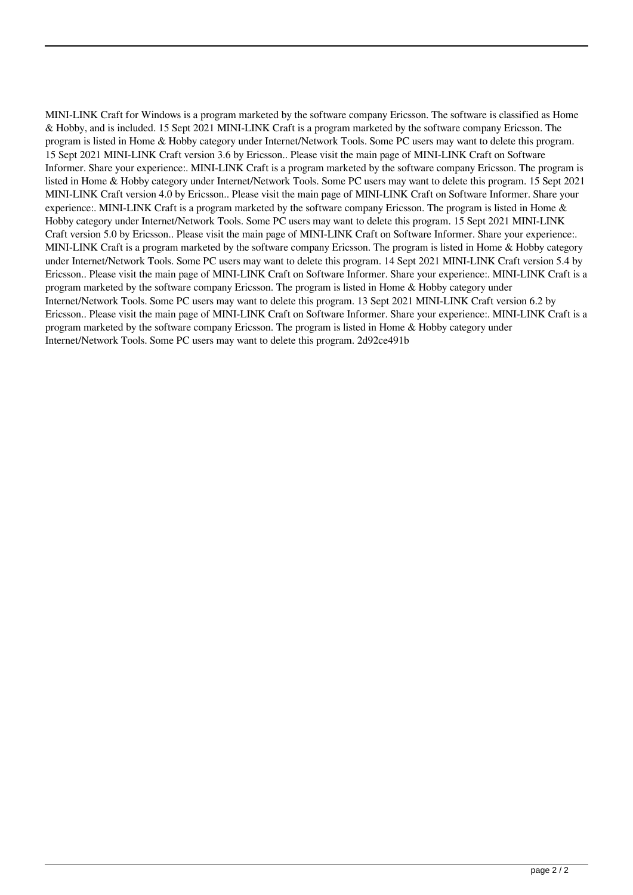MINI-LINK Craft for Windows is a program marketed by the software company Ericsson. The software is classified as Home & Hobby, and is included. 15 Sept 2021 MINI-LINK Craft is a program marketed by the software company Ericsson. The program is listed in Home & Hobby category under Internet/Network Tools. Some PC users may want to delete this program. 15 Sept 2021 MINI-LINK Craft version 3.6 by Ericsson.. Please visit the main page of MINI-LINK Craft on Software Informer. Share your experience:. MINI-LINK Craft is a program marketed by the software company Ericsson. The program is listed in Home & Hobby category under Internet/Network Tools. Some PC users may want to delete this program. 15 Sept 2021 MINI-LINK Craft version 4.0 by Ericsson.. Please visit the main page of MINI-LINK Craft on Software Informer. Share your experience:. MINI-LINK Craft is a program marketed by the software company Ericsson. The program is listed in Home & Hobby category under Internet/Network Tools. Some PC users may want to delete this program. 15 Sept 2021 MINI-LINK Craft version 5.0 by Ericsson.. Please visit the main page of MINI-LINK Craft on Software Informer. Share your experience:. MINI-LINK Craft is a program marketed by the software company Ericsson. The program is listed in Home & Hobby category under Internet/Network Tools. Some PC users may want to delete this program. 14 Sept 2021 MINI-LINK Craft version 5.4 by Ericsson.. Please visit the main page of MINI-LINK Craft on Software Informer. Share your experience:. MINI-LINK Craft is a program marketed by the software company Ericsson. The program is listed in Home & Hobby category under Internet/Network Tools. Some PC users may want to delete this program. 13 Sept 2021 MINI-LINK Craft version 6.2 by Ericsson.. Please visit the main page of MINI-LINK Craft on Software Informer. Share your experience:. MINI-LINK Craft is a program marketed by the software company Ericsson. The program is listed in Home & Hobby category under Internet/Network Tools. Some PC users may want to delete this program. 2d92ce491b